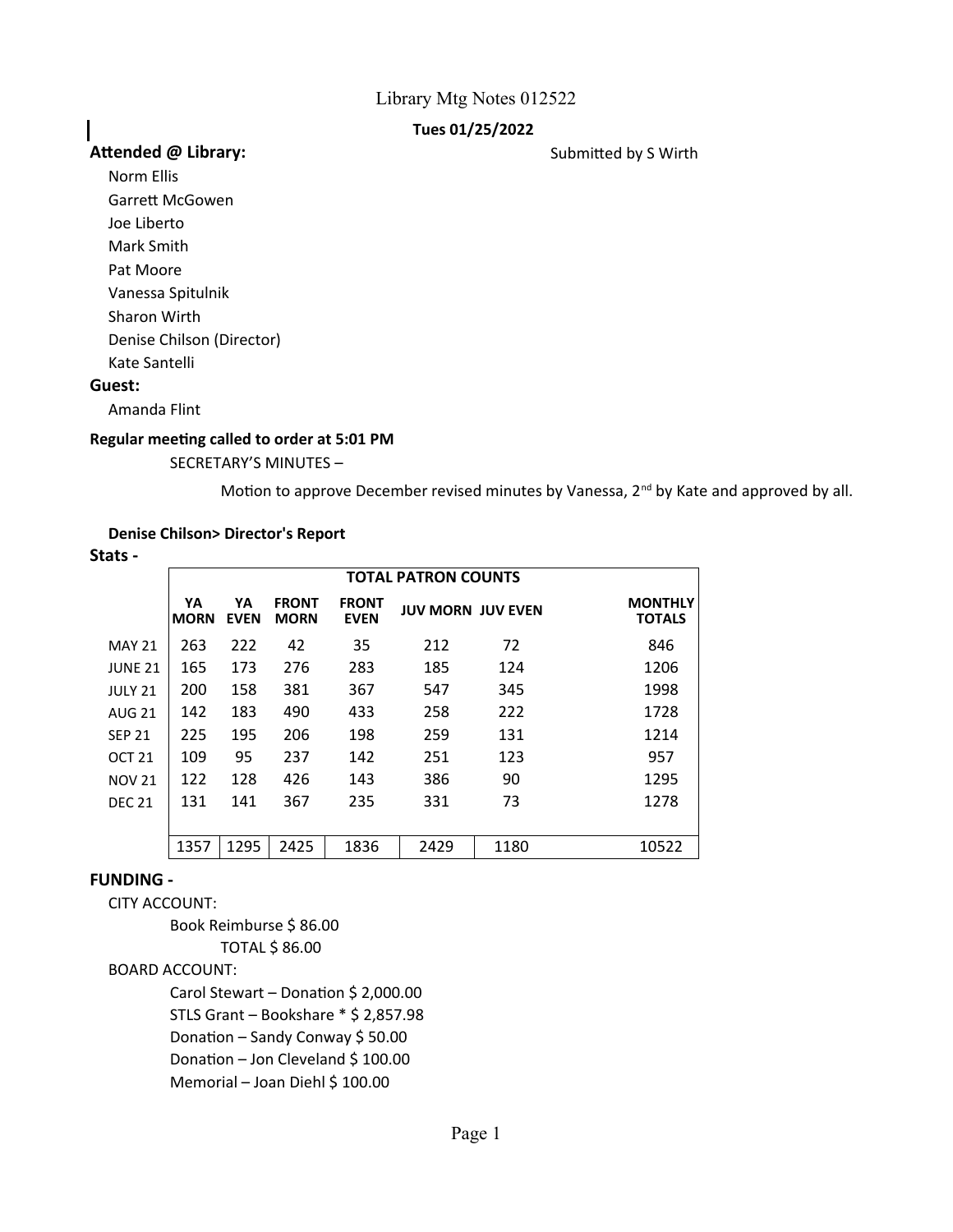Library Mtg Notes 012522

**Tues 01/25/2022**

**Attended @ Library:**

Submitted by S Wirth

- Norm Ellis
- Garrett McGowen
- Joe Liberto
- Mark Smith
- Pat Moore
- Vanessa Spitulnik
- Sharon Wirth
- Denise Chilson (Director)
- Kate Santelli

**Guest:**

- Amanda Flint

**Regular meeting called to order at 5:01 PM**

SECRETARY'S MINUTES –

Motion to approve December revised minutes by Vanessa, 2nd by Kate and approved by all.

**Denise Chilson> Director's Report**

**Stats -**

| | TOTAL PATRON COUNTS | | | | | | |
|---|---|---|---|---|---|---|---|
| | **YA MORN** | **YA EVEN** | **FRONT MORN** | **FRONT EVEN** | **JUV MORN** | **JUV EVEN** | **MONTHLY TOTALS** |
| MAY 21 | 263 | 222 | 42 | 35 | 212 | 72 | 846 |
| JUNE 21 | 165 | 173 | 276 | 283 | 185 | 124 | 1206 |
| JULY 21 | 200 | 158 | 381 | 367 | 547 | 345 | 1998 |
| AUG 21 | 142 | 183 | 490 | 433 | 258 | 222 | 1728 |
| SEP 21 | 225 | 195 | 206 | 198 | 259 | 131 | 1214 |
| OCT 21 | 109 | 95 | 237 | 142 | 251 | 123 | 957 |
| NOV 21 | 122 | 128 | 426 | 143 | 386 | 90 | 1295 |
| DEC 21 | 131 | 141 | 367 | 235 | 331 | 73 | 1278 |
| | 1357 | 1295 | 2425 | 1836 | 2429 | 1180 | 10522 |

**FUNDING -**

CITY ACCOUNT:

Book Reimburse $ 86.00

TOTAL $ 86.00

BOARD ACCOUNT:

Carol Stewart – Donation $ 2,000.00

STLS Grant – Bookshare * $ 2,857.98

Donation – Sandy Conway $ 50.00

Donation – Jon Cleveland $ 100.00

Memorial – Joan Diehl $ 100.00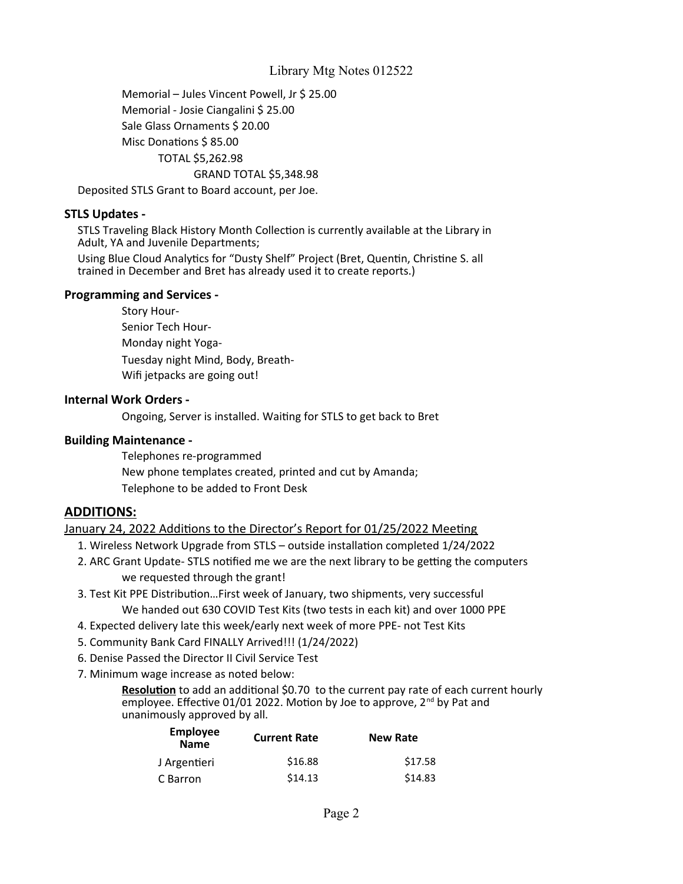Memorial – Jules Vincent Powell, Jr $ 25.00

Memorial - Josie Ciangalini $ 25.00

Sale Glass Ornaments $ 20.00

Misc Donations $ 85.00

TOTAL $5,262.98

GRAND TOTAL $5,348.98

Deposited STLS Grant to Board account, per Joe.

### STLS Updates -

STLS Traveling Black History Month Collection is currently available at the Library in Adult, YA and Juvenile Departments;

Using Blue Cloud Analytics for "Dusty Shelf" Project (Bret, Quentin, Christine S. all trained in December and Bret has already used it to create reports.)

### Programming and Services -

Story Hour-

Senior Tech Hour-

Monday night Yoga-

Tuesday night Mind, Body, Breath-

Wifi jetpacks are going out!

### Internal Work Orders -

Ongoing, Server is installed. Waiting for STLS to get back to Bret

### Building Maintenance -

Telephones re-programmed

New phone templates created, printed and cut by Amanda;

Telephone to be added to Front Desk

## ADDITIONS:

January 24, 2022 Additions to the Director's Report for 01/25/2022 Meeting

1. Wireless Network Upgrade from STLS – outside installation completed 1/24/2022
2. ARC Grant Update- STLS notified me we are the next library to be getting the computers we requested through the grant!
3. Test Kit PPE Distribution…First week of January, two shipments, very successful
   We handed out 630 COVID Test Kits (two tests in each kit) and over 1000 PPE
4. Expected delivery late this week/early next week of more PPE- not Test Kits
5. Community Bank Card FINALLY Arrived!!! (1/24/2022)
6. Denise Passed the Director II Civil Service Test
7. Minimum wage increase as noted below:

   **Resolution** to add an additional $0.70 to the current pay rate of each current hourly employee. Effective 01/01 2022. Motion by Joe to approve, 2nd by Pat and unanimously approved by all.

| Employee Name | Current Rate | New Rate |
|---|---|---|
| J Argentieri | $16.88 | $17.58 |
| C Barron | $14.13 | $14.83 |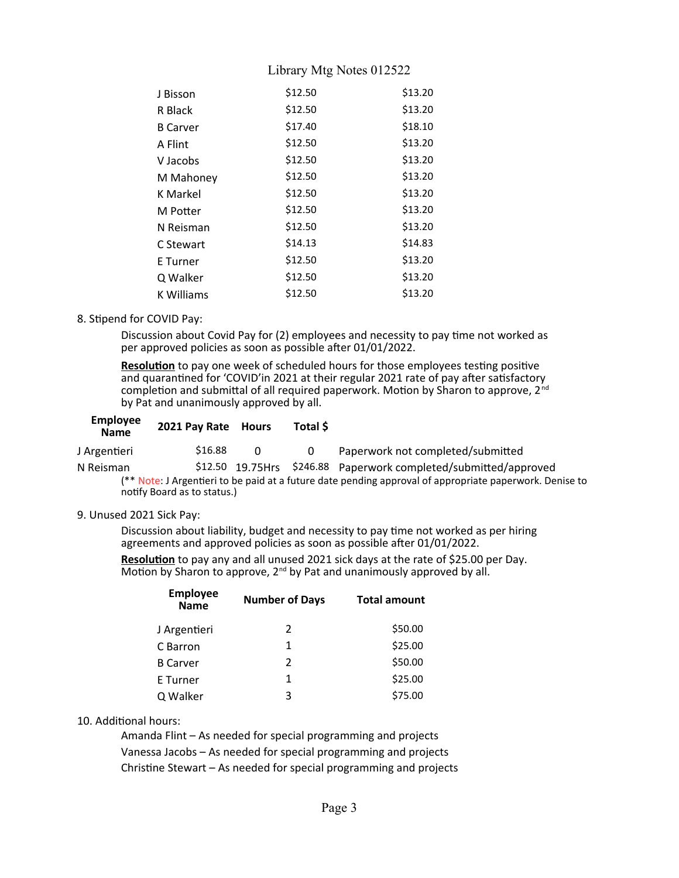| | | |
|---|---|---|
| J Bisson | $12.50 | $13.20 |
| R Black | $12.50 | $13.20 |
| B Carver | $17.40 | $18.10 |
| A Flint | $12.50 | $13.20 |
| V Jacobs | $12.50 | $13.20 |
| M Mahoney | $12.50 | $13.20 |
| K Markel | $12.50 | $13.20 |
| M Potter | $12.50 | $13.20 |
| N Reisman | $12.50 | $13.20 |
| C Stewart | $14.13 | $14.83 |
| E Turner | $12.50 | $13.20 |
| Q Walker | $12.50 | $13.20 |
| K Williams | $12.50 | $13.20 |

8. Stipend for COVID Pay:

Discussion about Covid Pay for (2) employees and necessity to pay time not worked as per approved policies as soon as possible after 01/01/2022.

**Resolution** to pay one week of scheduled hours for those employees testing positive and quarantined for 'COVID'in 2021 at their regular 2021 rate of pay after satisfactory completion and submittal of all required paperwork. Motion by Sharon to approve, 2nd by Pat and unanimously approved by all.

| Employee Name | 2021 Pay Rate | Hours | Total $ | |
|---|---|---|---|---|
| J Argentieri | $16.88 | 0 | 0 | Paperwork not completed/submitted |
| N Reisman | $12.50 | 19.75Hrs | $246.88 | Paperwork completed/submitted/approved |

(** Note: J Argentieri to be paid at a future date pending approval of appropriate paperwork. Denise to notify Board as to status.)

9. Unused 2021 Sick Pay:

Discussion about liability, budget and necessity to pay time not worked as per hiring agreements and approved policies as soon as possible after 01/01/2022.

**Resolution** to pay any and all unused 2021 sick days at the rate of $25.00 per Day. Motion by Sharon to approve, 2nd by Pat and unanimously approved by all.

| Employee Name | Number of Days | Total amount |
|---|---|---|
| J Argentieri | 2 | $50.00 |
| C Barron | 1 | $25.00 |
| B Carver | 2 | $50.00 |
| E Turner | 1 | $25.00 |
| Q Walker | 3 | $75.00 |

10. Additional hours:

Amanda Flint – As needed for special programming and projects
Vanessa Jacobs – As needed for special programming and projects
Christine Stewart – As needed for special programming and projects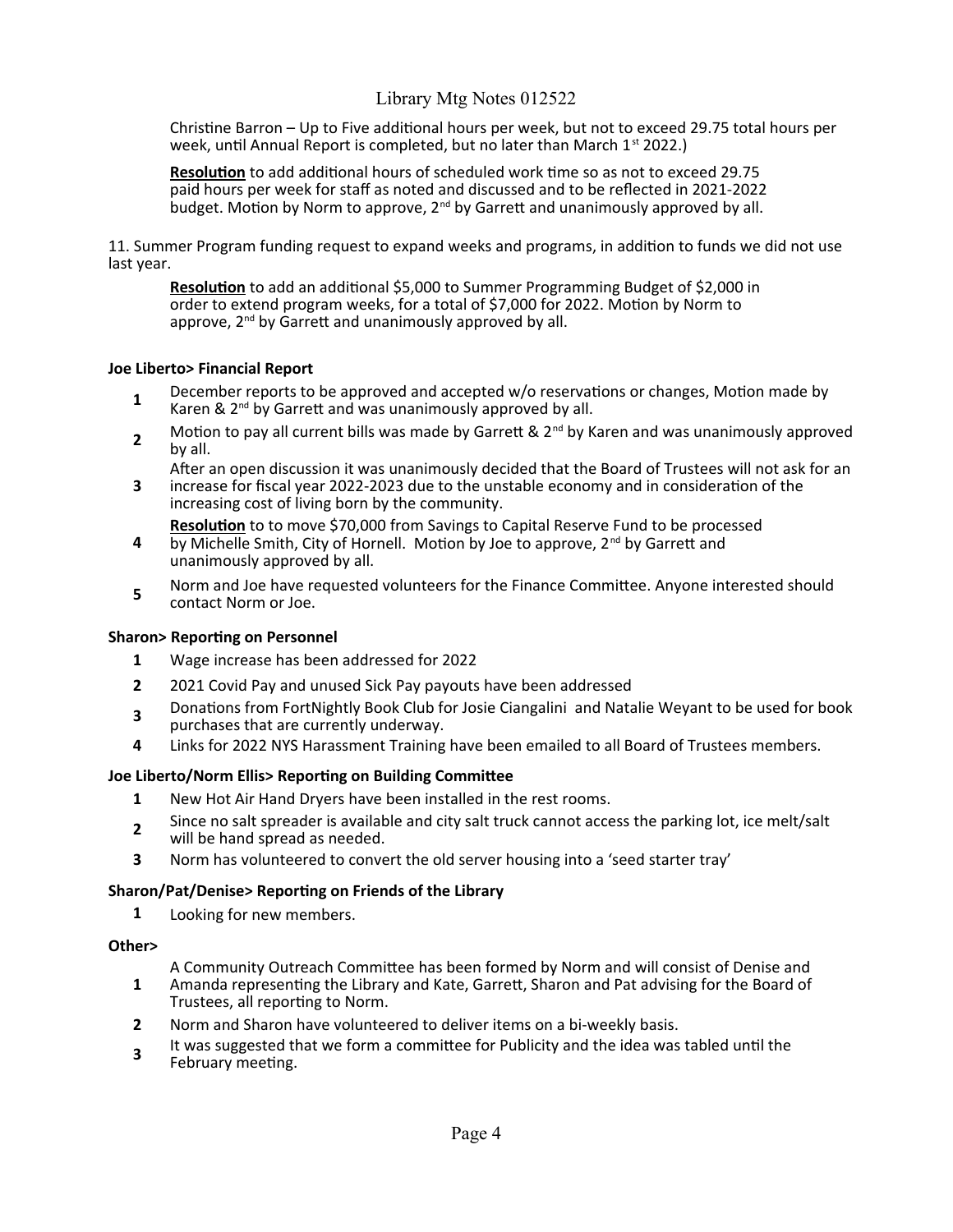Christine Barron – Up to Five additional hours per week, but not to exceed 29.75 total hours per week, until Annual Report is completed, but no later than March 1st 2022.)

**Resolution** to add additional hours of scheduled work time so as not to exceed 29.75 paid hours per week for staff as noted and discussed and to be reflected in 2021-2022 budget. Motion by Norm to approve, 2nd by Garrett and unanimously approved by all.

11. Summer Program funding request to expand weeks and programs, in addition to funds we did not use last year.

**Resolution** to add an additional $5,000 to Summer Programming Budget of $2,000 in order to extend program weeks, for a total of $7,000 for 2022. Motion by Norm to approve, 2nd by Garrett and unanimously approved by all.

**Joe Liberto> Financial Report**

1. December reports to be approved and accepted w/o reservations or changes, Motion made by Karen & 2nd by Garrett and was unanimously approved by all.
2. Motion to pay all current bills was made by Garrett & 2nd by Karen and was unanimously approved by all.
3. After an open discussion it was unanimously decided that the Board of Trustees will not ask for an increase for fiscal year 2022-2023 due to the unstable economy and in consideration of the increasing cost of living born by the community.
4. **Resolution** to to move $70,000 from Savings to Capital Reserve Fund to be processed by Michelle Smith, City of Hornell. Motion by Joe to approve, 2nd by Garrett and unanimously approved by all.
5. Norm and Joe have requested volunteers for the Finance Committee. Anyone interested should contact Norm or Joe.

**Sharon> Reporting on Personnel**

1. Wage increase has been addressed for 2022
2. 2021 Covid Pay and unused Sick Pay payouts have been addressed
3. Donations from FortNightly Book Club for Josie Ciangalini and Natalie Weyant to be used for book purchases that are currently underway.
4. Links for 2022 NYS Harassment Training have been emailed to all Board of Trustees members.

**Joe Liberto/Norm Ellis> Reporting on Building Committee**

1. New Hot Air Hand Dryers have been installed in the rest rooms.
2. Since no salt spreader is available and city salt truck cannot access the parking lot, ice melt/salt will be hand spread as needed.
3. Norm has volunteered to convert the old server housing into a 'seed starter tray'

**Sharon/Pat/Denise> Reporting on Friends of the Library**

1. Looking for new members.

**Other>**

1. A Community Outreach Committee has been formed by Norm and will consist of Denise and Amanda representing the Library and Kate, Garrett, Sharon and Pat advising for the Board of Trustees, all reporting to Norm.
2. Norm and Sharon have volunteered to deliver items on a bi-weekly basis.
3. It was suggested that we form a committee for Publicity and the idea was tabled until the February meeting.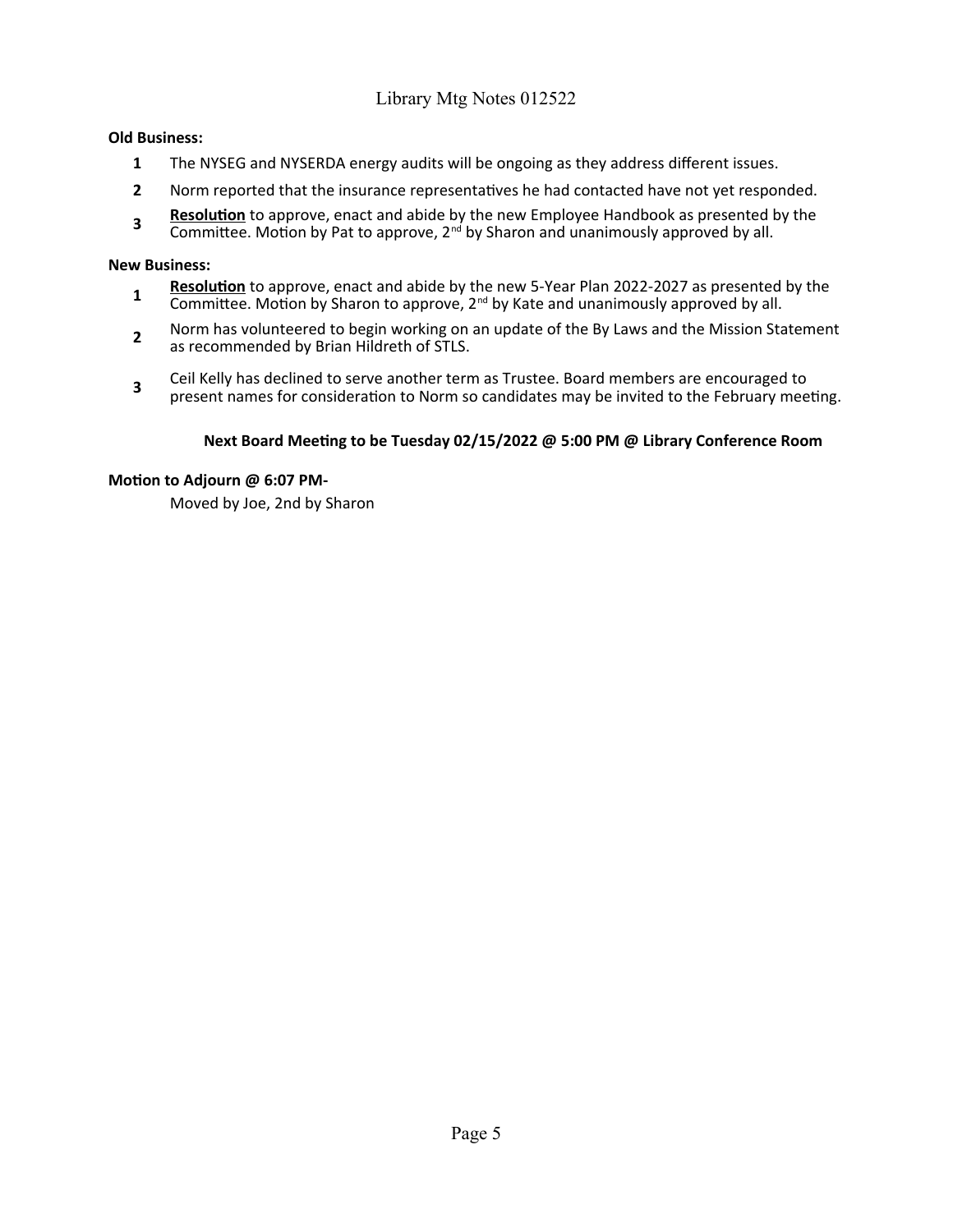**Old Business:**

1. The NYSEG and NYSERDA energy audits will be ongoing as they address different issues.
2. Norm reported that the insurance representatives he had contacted have not yet responded.
3. **Resolution** to approve, enact and abide by the new Employee Handbook as presented by the Committee. Motion by Pat to approve, 2nd by Sharon and unanimously approved by all.

**New Business:**

1. **Resolution** to approve, enact and abide by the new 5-Year Plan 2022-2027 as presented by the Committee. Motion by Sharon to approve, 2nd by Kate and unanimously approved by all.
2. Norm has volunteered to begin working on an update of the By Laws and the Mission Statement as recommended by Brian Hildreth of STLS.
3. Ceil Kelly has declined to serve another term as Trustee. Board members are encouraged to present names for consideration to Norm so candidates may be invited to the February meeting.

**Next Board Meeting to be Tuesday 02/15/2022 @ 5:00 PM @ Library Conference Room**

**Motion to Adjourn @ 6:07 PM-**

Moved by Joe, 2nd by Sharon